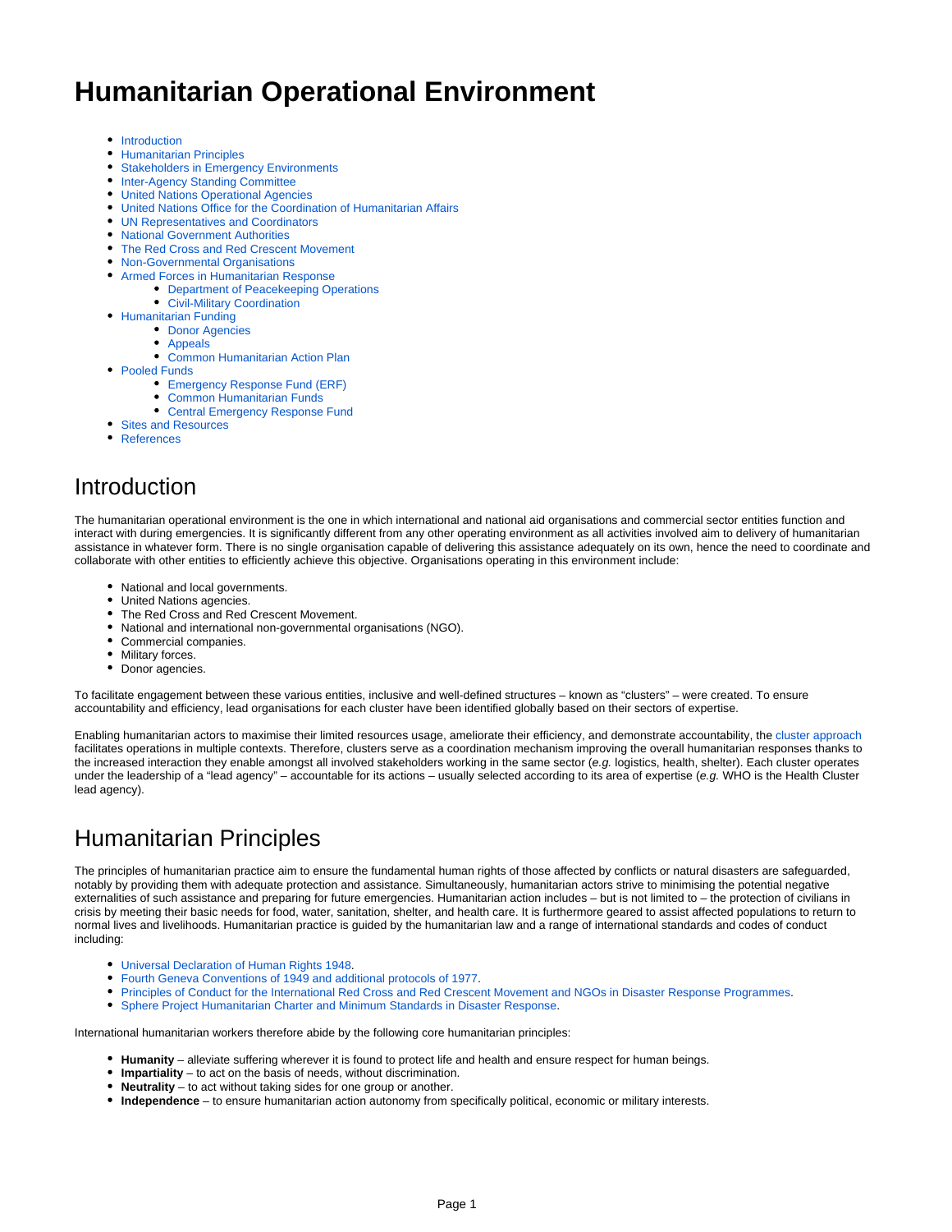# Humanitarian Operational Environment

- Introduction
- Humanitarian Principles
- Stakeholders in Emergency Environments
- Inter-Agency Standing Committee
- United Nations Operational Agencies
- United Nations Office for the Coordination of Humanitarian Affairs
- UN Representatives and Coordinators
- National Government Authorities
- The Red Cross and Red Crescent Movement
- Non-Governmental Organisations
- Armed Forces in Humanitarian Response
    - Department of Peacekeeping Operations
    - Civil-Military Coordination
- Humanitarian Funding
    - Donor Agencies
    - Appeals
    - Common Humanitarian Action Plan
- Pooled Funds
    - Emergency Response Fund (ERF)
    - Common Humanitarian Funds
    - Central Emergency Response Fund
- Sites and Resources
- References

## Introduction

The humanitarian operational environment is the one in which international and national aid organisations and commercial sector entities function and interact with during emergencies. It is significantly different from any other operating environment as all activities involved aim to delivery of humanitarian assistance in whatever form. There is no single organisation capable of delivering this assistance adequately on its own, hence the need to coordinate and collaborate with other entities to efficiently achieve this objective. Organisations operating in this environment include:

- National and local governments.
- United Nations agencies.
- The Red Cross and Red Crescent Movement.
- National and international non-governmental organisations (NGO).
- Commercial companies.
- Military forces.
- Donor agencies.

To facilitate engagement between these various entities, inclusive and well-defined structures – known as "clusters" – were created. To ensure accountability and efficiency, lead organisations for each cluster have been identified globally based on their sectors of expertise.

Enabling humanitarian actors to maximise their limited resources usage, ameliorate their efficiency, and demonstrate accountability, the cluster approach facilitates operations in multiple contexts. Therefore, clusters serve as a coordination mechanism improving the overall humanitarian responses thanks to the increased interaction they enable amongst all involved stakeholders working in the same sector (*e.g.* logistics, health, shelter). Each cluster operates under the leadership of a "lead agency" – accountable for its actions – usually selected according to its area of expertise (*e.g.* WHO is the Health Cluster lead agency).

## Humanitarian Principles

The principles of humanitarian practice aim to ensure the fundamental human rights of those affected by conflicts or natural disasters are safeguarded, notably by providing them with adequate protection and assistance. Simultaneously, humanitarian actors strive to minimising the potential negative externalities of such assistance and preparing for future emergencies. Humanitarian action includes – but is not limited to – the protection of civilians in crisis by meeting their basic needs for food, water, sanitation, shelter, and health care. It is furthermore geared to assist affected populations to return to normal lives and livelihoods. Humanitarian practice is guided by the humanitarian law and a range of international standards and codes of conduct including:

- Universal Declaration of Human Rights 1948.
- Fourth Geneva Conventions of 1949 and additional protocols of 1977.
- Principles of Conduct for the International Red Cross and Red Crescent Movement and NGOs in Disaster Response Programmes.
- Sphere Project Humanitarian Charter and Minimum Standards in Disaster Response.

International humanitarian workers therefore abide by the following core humanitarian principles:

- **Humanity** – alleviate suffering wherever it is found to protect life and health and ensure respect for human beings.
- **Impartiality** – to act on the basis of needs, without discrimination.
- **Neutrality** – to act without taking sides for one group or another.
- **Independence** – to ensure humanitarian action autonomy from specifically political, economic or military interests.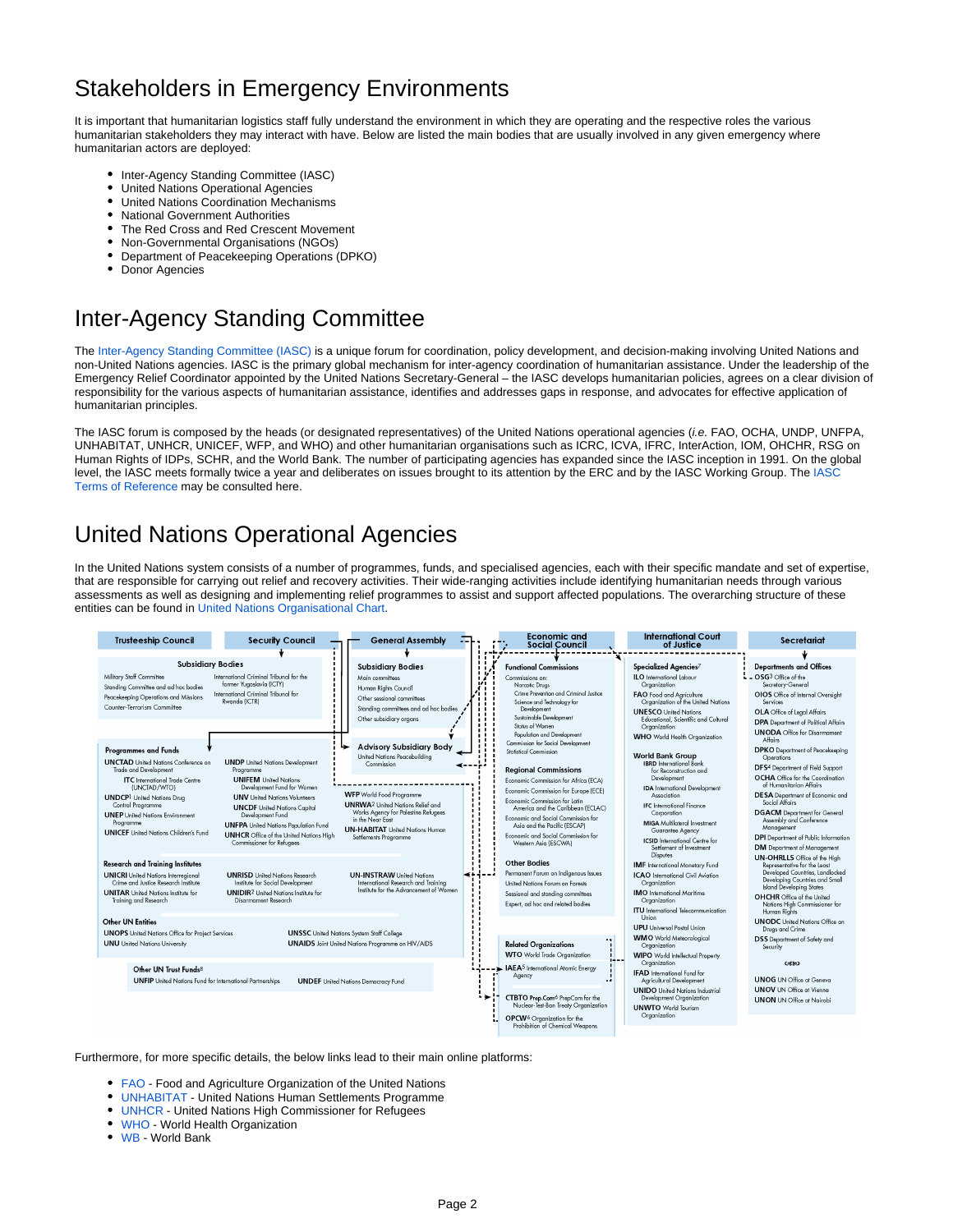# Stakeholders in Emergency Environments

It is important that humanitarian logistics staff fully understand the environment in which they are operating and the respective roles the various humanitarian stakeholders they may interact with have. Below are listed the main bodies that are usually involved in any given emergency where humanitarian actors are deployed:

- Inter-Agency Standing Committee (IASC)
- United Nations Operational Agencies
- United Nations Coordination Mechanisms
- National Government Authorities
- The Red Cross and Red Crescent Movement
- Non-Governmental Organisations (NGOs)
- Department of Peacekeeping Operations (DPKO)
- Donor Agencies

# Inter-Agency Standing Committee

The Inter-Agency Standing Committee (IASC) is a unique forum for coordination, policy development, and decision-making involving United Nations and non-United Nations agencies. IASC is the primary global mechanism for inter-agency coordination of humanitarian assistance. Under the leadership of the Emergency Relief Coordinator appointed by the United Nations Secretary-General – the IASC develops humanitarian policies, agrees on a clear division of responsibility for the various aspects of humanitarian assistance, identifies and addresses gaps in response, and advocates for effective application of humanitarian principles.

The IASC forum is composed by the heads (or designated representatives) of the United Nations operational agencies (*i.e.* FAO, OCHA, UNDP, UNFPA, UNHABITAT, UNHCR, UNICEF, WFP, and WHO) and other humanitarian organisations such as ICRC, ICVA, IFRC, InterAction, IOM, OHCHR, Special Rapporteur on Human Rights of IDPs, SCHR, and the World Bank. The number of participating agencies has expanded since the IASC inception in 1991. On the global level, the IASC meets formally twice a year and deliberates on issues brought to its attention by the ERC and by the IASC Working Group. The IASC Terms of Reference may be consulted here.

# United Nations Operational Agencies

In the United Nations system consists of a number of programmes, funds, and specialised agencies, each with their specific mandate and set of expertise, that are responsible for carrying out relief and recovery activities. Their wide-ranging activities include identifying humanitarian needs through various assessments as well as designing and implementing relief programmes to assist and support affected populations. The overarching structure of these entities can be found in United Nations Organisational Chart.

Trusteeship Council
Security Council
General Assembly
Economic and Social Council
International Court of Justice
Secretariat

Subsidiary Bodies
Military Staff Committee
Standing Committee and ad hoc bodies
Peacekeeping Operations and Missions
Counter-Terrorism Committee
International Criminal Tribunal for the former Yugoslavia (ICTY)
International Criminal Tribunal for Rwanda (ICTR)

Subsidiary Bodies
Main committees
Human Rights Council
Other sessional committees
Standing committees and ad hoc bodies
Other subsidiary organs

Advisory Subsidiary Body
United Nations Peacebuilding Commission

Programmes and Funds
UNCTAD United Nations Conference on Trade and Development
ITC International Trade Centre (UNCTAD/WTO)
UNDCP[1] United Nations Drug Control Programme
UNEP United Nations Environment Programme
UNICEF United Nations Children's Fund
UNDP United Nations Development Programme
UNIFEM United Nations Development Fund for Women
UNV United Nations Volunteers
UNCDF United Nations Capital Development Fund
UNFPA United Nations Population Fund
UNHCR Office of the United Nations High Commissioner for Refugees
WFP World Food Programme
UNRWA[2] United Nations Relief and Works Agency for Palestine Refugees in the Near East
UN-HABITAT United Nations Human Settlements Programme

Research and Training Institutes
UNICRI United Nations Interregional Crime and Justice Research Institute
UNITAR United Nations Institute for Training and Research
UNRISD United Nations Research Institute for Social Development
UNIDIR[2] United Nations Institute for Disarmament Research
UN-INSTRAW United Nations International Research and Training Institute for the Advancement of Women

Other UN Entities
UNOPS United Nations Office for Project Services
UNU United Nations University
UNSSC United Nations System Staff College
UNAIDS Joint United Nations Programme on HIV/AIDS

Other UN Trust Funds[8]
UNFIP United Nations Fund for International Partnerships
UNDEF United Nations Democracy Fund

Functional Commissions
Commissions on:
Narcotic Drugs
Crime Prevention and Criminal Justice
Science and Technology for Development
Sustainable Development
Status of Women
Population and Development
Commission for Social Development
Statistical Commission

Regional Commissions
Economic Commission for Africa (ECA)
Economic Commission for Europe (ECE)
Economic Commission for Latin America and the Caribbean (ECLAC)
Economic and Social Commission for Asia and the Pacific (ESCAP)
Economic and Social Commission for Western Asia (ESCWA)

Other Bodies
Permanent Forum on Indigenous Issues
United Nations Forum on Forests
Sessional and standing committees
Expert, ad hoc and related bodies

Related Organizations
WTO World Trade Organization
IAEA[5] International Atomic Energy Agency
CTBTO Prep.Com[6] PrepCom for the Nuclear-Test-Ban Treaty Organization
OPCW[6] Organization for the Prohibition of Chemical Weapons

Specialized Agencies[7]
ILO International Labour Organization
FAO Food and Agriculture Organization of the United Nations
UNESCO United Nations Educational, Scientific and Cultural Organization
WHO World Health Organization

World Bank Group
IBRD International Bank for Reconstruction and Development
IDA International Development Association
IFC International Finance Corporation
MIGA Multilateral Investment Guarantee Agency
ICSID International Centre for Settlement of Investment Disputes

IMF International Monetary Fund
ICAO International Civil Aviation Organization
IMO International Maritime Organization
ITU International Telecommunication Union
UPU Universal Postal Union
WMO World Meteorological Organization
WIPO World Intellectual Property Organization
IFAD International Fund for Agricultural Development
UNIDO United Nations Industrial Development Organization
UNWTO World Tourism Organization

Departments and Offices
OSG[3] Office of the Secretary-General
OIOS Office of Internal Oversight Services
OLA Office of Legal Affairs
DPA Department of Political Affairs
UNODA Office for Disarmament Affairs
DPKO Department of Peacekeeping Operations
DFS[4] Department of Field Support
OCHA Office for the Coordination of Humanitarian Affairs
DESA Department of Economic and Social Affairs
DGACM Department for General Assembly and Conference Management
DPI Department of Public Information
DM Department of Management
UN-OHRLLS Office of the High Representative for the Least Developed Countries, Landlocked Developing Countries and Small Island Developing States
OHCHR Office of the United Nations High Commissioner for Human Rights
UNODC United Nations Office on Drugs and Crime
DSS Department of Safety and Security
UNOG UN Office at Geneva
UNOV UN Office at Vienna
UNON UN Office at Nairobi

Furthermore, for more specific details, the below links lead to their main online platforms:

- FAO - Food and Agriculture Organization of the United Nations
- UNHABITAT - United Nations Human Settlements Programme
- UNHCR - United Nations High Commissioner for Refugees
- WHO - World Health Organization
- WB - World Bank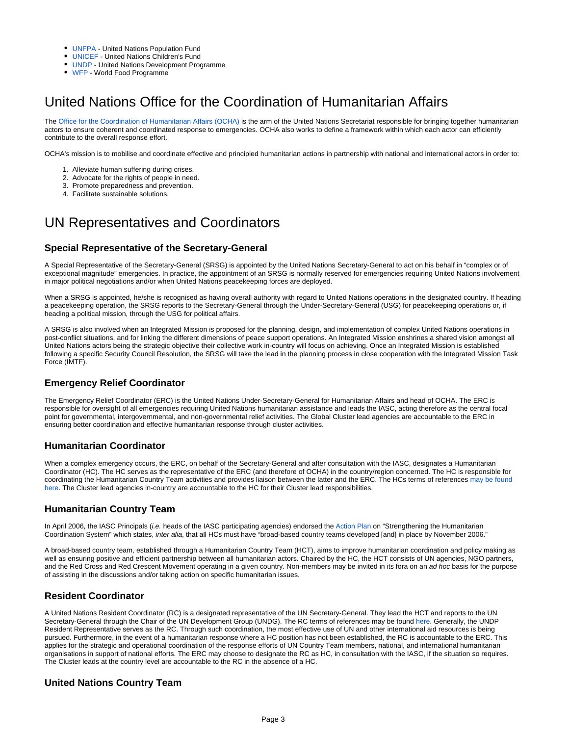- UNFPA - United Nations Population Fund
- UNICEF - United Nations Children's Fund
- UNDP - United Nations Development Programme
- WFP - World Food Programme

# United Nations Office for the Coordination of Humanitarian Affairs

The Office for the Coordination of Humanitarian Affairs (OCHA) is the arm of the United Nations Secretariat responsible for bringing together humanitarian actors to ensure coherent and coordinated response to emergencies. OCHA also works to define a framework within which each actor can efficiently contribute to the overall response effort.

OCHA's mission is to mobilise and coordinate effective and principled humanitarian actions in partnership with national and international actors in order to:

1. Alleviate human suffering during crises.
2. Advocate for the rights of people in need.
3. Promote preparedness and prevention.
4. Facilitate sustainable solutions.

# UN Representatives and Coordinators

## Special Representative of the Secretary-General

A Special Representative of the Secretary-General (SRSG) is appointed by the United Nations Secretary-General to act on his behalf in "complex or of exceptional magnitude" emergencies. In practice, the appointment of an SRSG is normally reserved for emergencies requiring United Nations involvement in major political negotiations and/or when United Nations peacekeeping forces are deployed.

When a SRSG is appointed, he/she is recognised as having overall authority with regard to United Nations operations in the designated country. If heading a peacekeeping operation, the SRSG reports to the Secretary-General through the Under-Secretary-General (USG) for peacekeeping operations or, if heading a political mission, through the USG for political affairs.

A SRSG is also involved when an Integrated Mission is proposed for the planning, design, and implementation of complex United Nations operations in post-conflict situations, and for linking the different dimensions of peace support operations. An Integrated Mission enshrines a shared vision amongst all United Nations actors being the strategic objective their collective work in-country will focus on achieving. Once an Integrated Mission is established following a specific Security Council Resolution, the SRSG will take the lead in the planning process in close cooperation with the Integrated Mission Task Force (IMTF).

## Emergency Relief Coordinator

The Emergency Relief Coordinator (ERC) is the United Nations Under-Secretary-General for Humanitarian Affairs and head of OCHA. The ERC is responsible for oversight of all emergencies requiring United Nations humanitarian assistance and leads the IASC, acting therefore as the central focal point for governmental, intergovernmental, and non-governmental relief activities. The Global Cluster lead agencies are accountable to the ERC in ensuring better coordination and effective humanitarian response through cluster activities.

## Humanitarian Coordinator

When a complex emergency occurs, the ERC, on behalf of the Secretary-General and after consultation with the IASC, designates a Humanitarian Coordinator (HC). The HC serves as the representative of the ERC (and therefore of OCHA) in the country/region concerned. The HC is responsible for coordinating the Humanitarian Country Team activities and provides liaison between the latter and the ERC. The HCs terms of references may be found here. The Cluster lead agencies in-country are accountable to the HC for their Cluster lead responsibilities.

## Humanitarian Country Team

In April 2006, the IASC Principals (*i.e.* heads of the IASC participating agencies) endorsed the Action Plan on "Strengthening the Humanitarian Coordination System" which states, *inter alia*, that all HCs must have "broad-based country teams developed [and] in place by November 2006."

A broad-based country team, established through a Humanitarian Country Team (HCT), aims to improve humanitarian coordination and policy making as well as ensuring positive and efficient partnership between all humanitarian actors. Chaired by the HC, the HCT consists of UN agencies, NGO partners, and the Red Cross and Red Crescent Movement operating in a given country. Non-members may be invited in its fora on an *ad hoc* basis for the purpose of assisting in the discussions and/or taking action on specific humanitarian issues.

## Resident Coordinator

A United Nations Resident Coordinator (RC) is a designated representative of the UN Secretary-General. They lead the HCT and reports to the UN Secretary-General through the Chair of the UN Development Group (UNDG). The RC terms of references may be found here. Generally, the UNDP Resident Representative serves as the RC. Through such coordination, the most effective use of UN and other international aid resources is being pursued. Furthermore, in the event of a humanitarian response where a HC position has not been established, the RC is accountable to the ERC. This applies for the strategic and operational coordination of the response efforts of UN Country Team members, national, and international humanitarian organisations in support of national efforts. The ERC may choose to designate the RC as HC, in consultation with the IASC, if the situation so requires. The Cluster leads at the country level are accountable to the RC in the absence of a HC.

## United Nations Country Team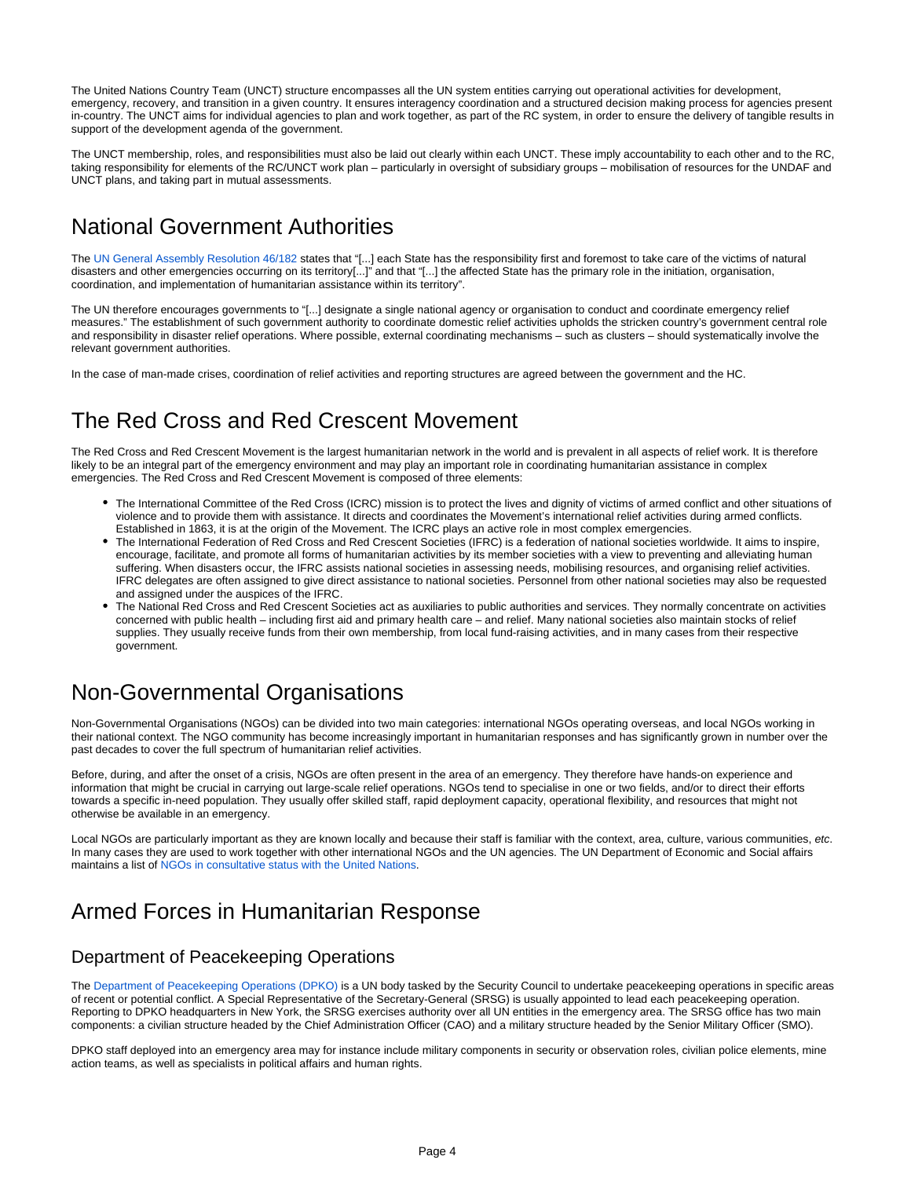The United Nations Country Team (UNCT) structure encompasses all the UN system entities carrying out operational activities for development, emergency, recovery, and transition in a given country. It ensures interagency coordination and a structured decision making process for agencies present in-country. The UNCT aims for individual agencies to plan and work together, as part of the RC system, in order to ensure the delivery of tangible results in support of the development agenda of the government.

The UNCT membership, roles, and responsibilities must also be laid out clearly within each UNCT. These imply accountability to each other and to the RC, taking responsibility for elements of the RC/UNCT work plan – particularly in oversight of subsidiary groups – mobilisation of resources for the UNDAF and UNCT plans, and taking part in mutual assessments.

# National Government Authorities

The UN General Assembly Resolution 46/182 states that "[...] each State has the responsibility first and foremost to take care of the victims of natural disasters and other emergencies occurring on its territory[...]" and that "[...] the affected State has the primary role in the initiation, organisation, coordination, and implementation of humanitarian assistance within its territory".

The UN therefore encourages governments to "[...] designate a single national agency or organisation to conduct and coordinate emergency relief measures." The establishment of such government authority to coordinate domestic relief activities upholds the stricken country's government central role and responsibility in disaster relief operations. Where possible, external coordinating mechanisms – such as clusters – should systematically involve the relevant government authorities.

In the case of man-made crises, coordination of relief activities and reporting structures are agreed between the government and the HC.

# The Red Cross and Red Crescent Movement

The Red Cross and Red Crescent Movement is the largest humanitarian network in the world and is prevalent in all aspects of relief work. It is therefore likely to be an integral part of the emergency environment and may play an important role in coordinating humanitarian assistance in complex emergencies. The Red Cross and Red Crescent Movement is composed of three elements:

- The International Committee of the Red Cross (ICRC) mission is to protect the lives and dignity of victims of armed conflict and other situations of violence and to provide them with assistance. It directs and coordinates the Movement's international relief activities during armed conflicts. Established in 1863, it is at the origin of the Movement. The ICRC plays an active role in most complex emergencies.
- The International Federation of Red Cross and Red Crescent Societies (IFRC) is a federation of national societies worldwide. It aims to inspire, encourage, facilitate, and promote all forms of humanitarian activities by its member societies with a view to preventing and alleviating human suffering. When disasters occur, the IFRC assists national societies in assessing needs, mobilising resources, and organising relief activities. IFRC delegates are often assigned to give direct assistance to national societies. Personnel from other national societies may also be requested and assigned under the auspices of the IFRC.
- The National Red Cross and Red Crescent Societies act as auxiliaries to public authorities and services. They normally concentrate on activities concerned with public health – including first aid and primary health care – and relief. Many national societies also maintain stocks of relief supplies. They usually receive funds from their own membership, from local fund-raising activities, and in many cases from their respective government.

# Non-Governmental Organisations

Non-Governmental Organisations (NGOs) can be divided into two main categories: international NGOs operating overseas, and local NGOs working in their national context. The NGO community has become increasingly important in humanitarian responses and has significantly grown in number over the past decades to cover the full spectrum of humanitarian relief activities.

Before, during, and after the onset of a crisis, NGOs are often present in the area of an emergency. They therefore have hands-on experience and information that might be crucial in carrying out large-scale relief operations. NGOs tend to specialise in one or two fields, and/or to direct their efforts towards a specific in-need population. They usually offer skilled staff, rapid deployment capacity, operational flexibility, and resources that might not otherwise be available in an emergency.

Local NGOs are particularly important as they are known locally and because their staff is familiar with the context, area, culture, various communities, *etc*. In many cases they are used to work together with other international NGOs and the UN agencies. The UN Department of Economic and Social affairs maintains a list of NGOs in consultative status with the United Nations.

# Armed Forces in Humanitarian Response

## Department of Peacekeeping Operations

The Department of Peacekeeping Operations (DPKO) is a UN body tasked by the Security Council to undertake peacekeeping operations in specific areas of recent or potential conflict. A Special Representative of the Secretary-General (SRSG) is usually appointed to lead each peacekeeping operation. Reporting to DPKO headquarters in New York, the SRSG exercises authority over all UN entities in the emergency area. The SRSG office has two main components: a civilian structure headed by the Chief Administration Officer (CAO) and a military structure headed by the Senior Military Officer (SMO).

DPKO staff deployed into an emergency area may for instance include military components in security or observation roles, civilian police elements, mine action teams, as well as specialists in political affairs and human rights.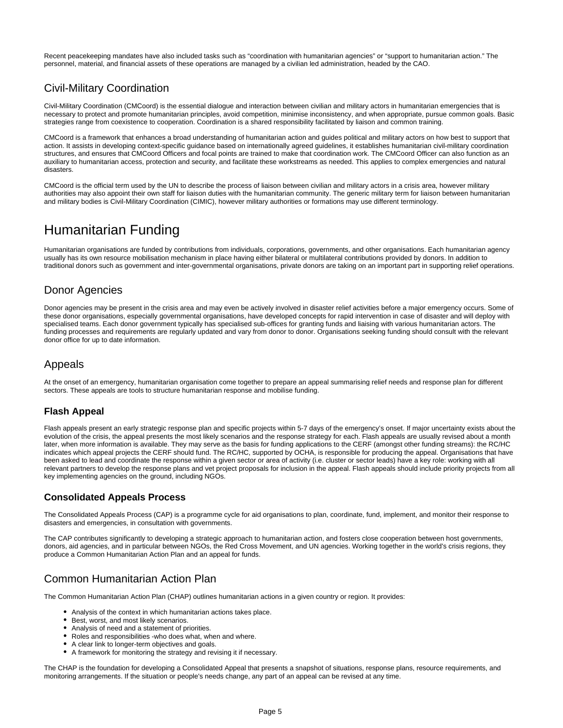Recent peacekeeping mandates have also included tasks such as "coordination with humanitarian agencies" or "support to humanitarian action." The personnel, material, and financial assets of these operations are managed by a civilian led administration, headed by the CAO.

## Civil-Military Coordination

Civil-Military Coordination (CMCoord) is the essential dialogue and interaction between civilian and military actors in humanitarian emergencies that is necessary to protect and promote humanitarian principles, avoid competition, minimise inconsistency, and when appropriate, pursue common goals. Basic strategies range from coexistence to cooperation. Coordination is a shared responsibility facilitated by liaison and common training.

CMCoord is a framework that enhances a broad understanding of humanitarian action and guides political and military actors on how best to support that action. It assists in developing context-specific guidance based on internationally agreed guidelines, it establishes humanitarian civil-military coordination structures, and ensures that CMCoord Officers and focal points are trained to make that coordination work. The CMCoord Officer can also function as an auxiliary to humanitarian access, protection and security, and facilitate these workstreams as needed. This applies to complex emergencies and natural disasters.

CMCoord is the official term used by the UN to describe the process of liaison between civilian and military actors in a crisis area, however military authorities may also appoint their own staff for liaison duties with the humanitarian community. The generic military term for liaison between humanitarian and military bodies is Civil-Military Coordination (CIMIC), however military authorities or formations may use different terminology.

# Humanitarian Funding

Humanitarian organisations are funded by contributions from individuals, corporations, governments, and other organisations. Each humanitarian agency usually has its own resource mobilisation mechanism in place having either bilateral or multilateral contributions provided by donors. In addition to traditional donors such as government and inter-governmental organisations, private donors are taking on an important part in supporting relief operations.

## Donor Agencies

Donor agencies may be present in the crisis area and may even be actively involved in disaster relief activities before a major emergency occurs. Some of these donor organisations, especially governmental organisations, have developed concepts for rapid intervention in case of disaster and will deploy with specialised teams. Each donor government typically has specialised sub-offices for granting funds and liaising with various humanitarian actors. The funding processes and requirements are regularly updated and vary from donor to donor. Organisations seeking funding should consult with the relevant donor office for up to date information.

## Appeals

At the onset of an emergency, humanitarian organisation come together to prepare an appeal summarising relief needs and response plan for different sectors. These appeals are tools to structure humanitarian response and mobilise funding.

### Flash Appeal

Flash appeals present an early strategic response plan and specific projects within 5-7 days of the emergency's onset. If major uncertainty exists about the evolution of the crisis, the appeal presents the most likely scenarios and the response strategy for each. Flash appeals are usually revised about a month later, when more information is available. They may serve as the basis for funding applications to the CERF (amongst other funding streams): the RC/HC indicates which appeal projects the CERF should fund. The RC/HC, supported by OCHA, is responsible for producing the appeal. Organisations that have been asked to lead and coordinate the response within a given sector or area of activity (i.e. cluster or sector leads) have a key role: working with all relevant partners to develop the response plans and vet project proposals for inclusion in the appeal. Flash appeals should include priority projects from all key implementing agencies on the ground, including NGOs.

### Consolidated Appeals Process

The Consolidated Appeals Process (CAP) is a programme cycle for aid organisations to plan, coordinate, fund, implement, and monitor their response to disasters and emergencies, in consultation with governments.

The CAP contributes significantly to developing a strategic approach to humanitarian action, and fosters close cooperation between host governments, donors, aid agencies, and in particular between NGOs, the Red Cross Movement, and UN agencies. Working together in the world's crisis regions, they produce a Common Humanitarian Action Plan and an appeal for funds.

## Common Humanitarian Action Plan

The Common Humanitarian Action Plan (CHAP) outlines humanitarian actions in a given country or region. It provides:

- Analysis of the context in which humanitarian actions takes place.
- Best, worst, and most likely scenarios.
- Analysis of need and a statement of priorities.
- Roles and responsibilities -who does what, when and where.
- A clear link to longer-term objectives and goals.
- A framework for monitoring the strategy and revising it if necessary.

The CHAP is the foundation for developing a Consolidated Appeal that presents a snapshot of situations, response plans, resource requirements, and monitoring arrangements. If the situation or people's needs change, any part of an appeal can be revised at any time.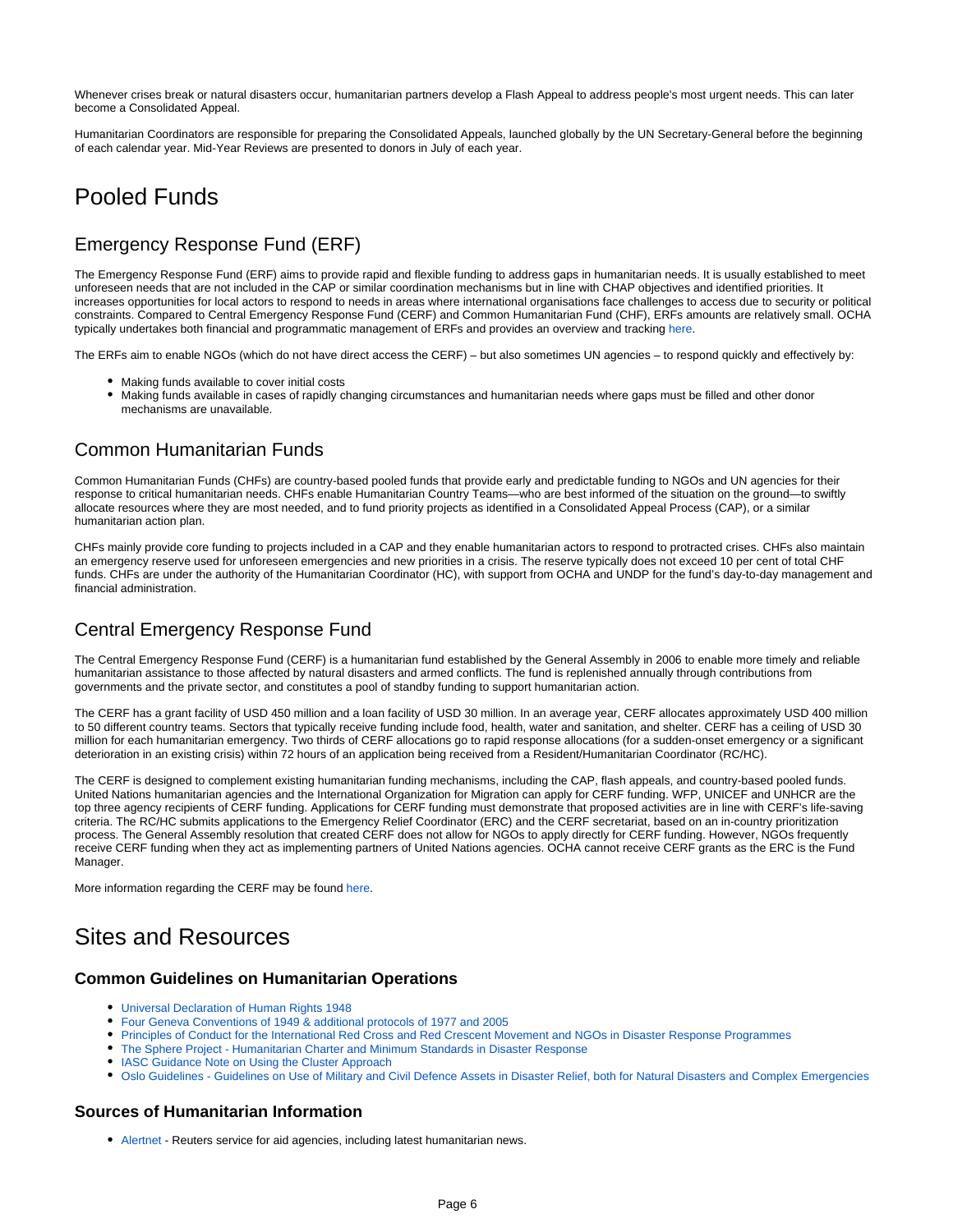Whenever crises break or natural disasters occur, humanitarian partners develop a Flash Appeal to address people's most urgent needs. This can later become a Consolidated Appeal.

Humanitarian Coordinators are responsible for preparing the Consolidated Appeals, launched globally by the UN Secretary-General before the beginning of each calendar year. Mid-Year Reviews are presented to donors in July of each year.

# Pooled Funds

## Emergency Response Fund (ERF)

The Emergency Response Fund (ERF) aims to provide rapid and flexible funding to address gaps in humanitarian needs. It is usually established to meet unforeseen needs that are not included in the CAP or similar coordination mechanisms but in line with CHAP objectives and identified priorities. It increases opportunities for local actors to respond to needs in areas where international organisations face challenges to access due to security or political constraints. Compared to Central Emergency Response Fund (CERF) and Common Humanitarian Fund (CHF), ERFs amounts are relatively small. OCHA typically undertakes both financial and programmatic management of ERFs and provides an overview and tracking here.

The ERFs aim to enable NGOs (which do not have direct access the CERF) – but also sometimes UN agencies – to respond quickly and effectively by:

- Making funds available to cover initial costs
- Making funds available in cases of rapidly changing circumstances and humanitarian needs where gaps must be filled and other donor mechanisms are unavailable.

## Common Humanitarian Funds

Common Humanitarian Funds (CHFs) are country-based pooled funds that provide early and predictable funding to NGOs and UN agencies for their response to critical humanitarian needs. CHFs enable Humanitarian Country Teams—who are best informed of the situation on the ground—to swiftly allocate resources where they are most needed, and to fund priority projects as identified in a Consolidated Appeal Process (CAP), or a similar humanitarian action plan.

CHFs mainly provide core funding to projects included in a CAP and they enable humanitarian actors to respond to protracted crises. CHFs also maintain an emergency reserve used for unforeseen emergencies and new priorities in a crisis. The reserve typically does not exceed 10 per cent of total CHF funds. CHFs are under the authority of the Humanitarian Coordinator (HC), with support from OCHA and UNDP for the fund's day-to-day management and financial administration.

## Central Emergency Response Fund

The Central Emergency Response Fund (CERF) is a humanitarian fund established by the General Assembly in 2006 to enable more timely and reliable humanitarian assistance to those affected by natural disasters and armed conflicts. The fund is replenished annually through contributions from governments and the private sector, and constitutes a pool of standby funding to support humanitarian action.

The CERF has a grant facility of USD 450 million and a loan facility of USD 30 million. In an average year, CERF allocates approximately USD 400 million to 50 different country teams. Sectors that typically receive funding include food, health, water and sanitation, and shelter. CERF has a ceiling of USD 30 million for each humanitarian emergency. Two thirds of CERF allocations go to rapid response allocations (for a sudden-onset emergency or a significant deterioration in an existing crisis) within 72 hours of an application being received from a Resident/Humanitarian Coordinator (RC/HC).

The CERF is designed to complement existing humanitarian funding mechanisms, including the CAP, flash appeals, and country-based pooled funds. United Nations humanitarian agencies and the International Organization for Migration can apply for CERF funding. WFP, UNICEF and UNHCR are the top three agency recipients of CERF funding. Applications for CERF funding must demonstrate that proposed activities are in line with CERF's life-saving criteria. The RC/HC submits applications to the Emergency Relief Coordinator (ERC) and the CERF secretariat, based on an in-country prioritization process. The General Assembly resolution that created CERF does not allow for NGOs to apply directly for CERF funding. However, NGOs frequently receive CERF funding when they act as implementing partners of United Nations agencies. OCHA cannot receive CERF grants as the ERC is the Fund Manager.

More information regarding the CERF may be found here.

# Sites and Resources

### Common Guidelines on Humanitarian Operations

- Universal Declaration of Human Rights 1948
- Four Geneva Conventions of 1949 & additional protocols of 1977 and 2005
- Principles of Conduct for the International Red Cross and Red Crescent Movement and NGOs in Disaster Response Programmes
- The Sphere Project - Humanitarian Charter and Minimum Standards in Disaster Response
- IASC Guidance Note on Using the Cluster Approach
- Oslo Guidelines - Guidelines on Use of Military and Civil Defence Assets in Disaster Relief, both for Natural Disasters and Complex Emergencies

### Sources of Humanitarian Information

- Alertnet - Reuters service for aid agencies, including latest humanitarian news.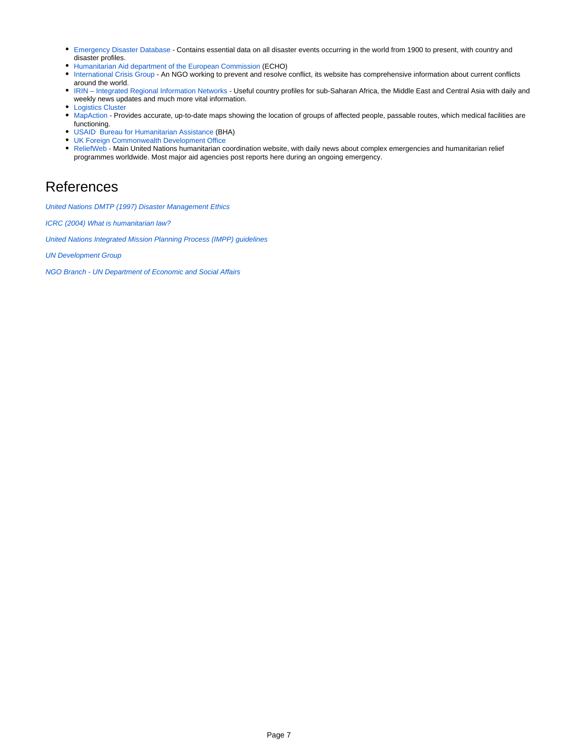- Emergency Disaster Database - Contains essential data on all disaster events occurring in the world from 1900 to present, with country and disaster profiles.
- Humanitarian Aid department of the European Commission (ECHO)
- International Crisis Group - An NGO working to prevent and resolve conflict, its website has comprehensive information about current conflicts around the world.
- IRIN – Integrated Regional Information Networks - Useful country profiles for sub-Saharan Africa, the Middle East and Central Asia with daily and weekly news updates and much more vital information.
- Logistics Cluster
- MapAction - Provides accurate, up-to-date maps showing the location of groups of affected people, passable routes, which medical facilities are functioning.
- USAID Bureau for Humanitarian Assistance (BHA)
- UK Foreign Commonwealth Development Office
- ReliefWeb - Main United Nations humanitarian coordination website, with daily news about complex emergencies and humanitarian relief programmes worldwide. Most major aid agencies post reports here during an ongoing emergency.

# References

*United Nations DMTP (1997) Disaster Management Ethics*

*ICRC (2004) What is humanitarian law?*

*United Nations Integrated Mission Planning Process (IMPP) guidelines*

*UN Development Group*

*NGO Branch - UN Department of Economic and Social Affairs*